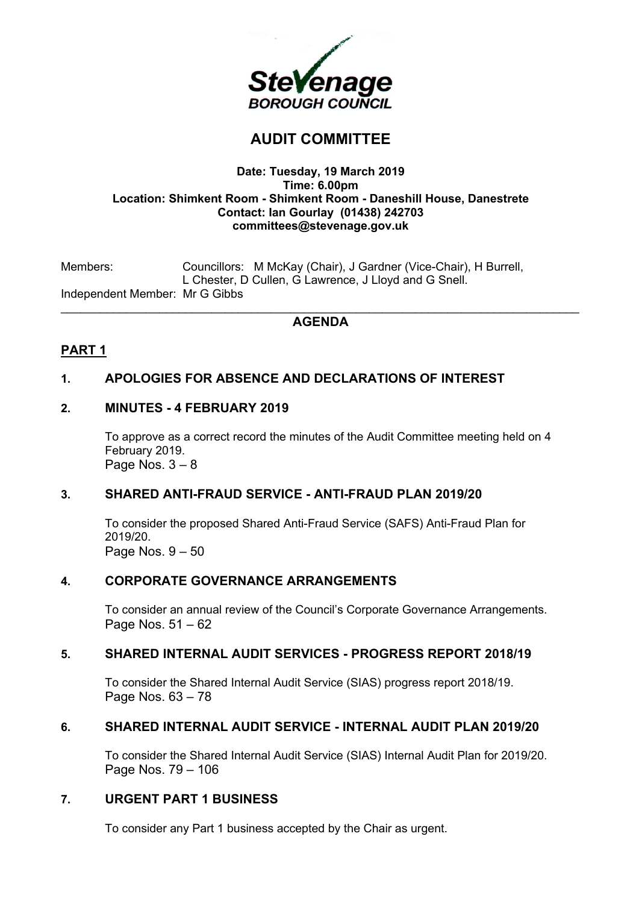Stevenage
BOROUGH COUNCIL

# AUDIT COMMITTEE

**Date: Tuesday, 19 March 2019**
**Time: 6.00pm**
**Location: Shimkent Room - Shimkent Room - Daneshill House, Danestrete**
**Contact: Ian Gourlay (01438) 242703**
**committees@stevenage.gov.uk**

Members: Councillors: M McKay (Chair), J Gardner (Vice-Chair), H Burrell, L Chester, D Cullen, G Lawrence, J Lloyd and G Snell.
Independent Member: Mr G Gibbs

---

## AGENDA

## PART 1

### 1. APOLOGIES FOR ABSENCE AND DECLARATIONS OF INTEREST

### 2. MINUTES - 4 FEBRUARY 2019

To approve as a correct record the minutes of the Audit Committee meeting held on 4 February 2019.
Page Nos. 3 – 8

### 3. SHARED ANTI-FRAUD SERVICE - ANTI-FRAUD PLAN 2019/20

To consider the proposed Shared Anti-Fraud Service (SAFS) Anti-Fraud Plan for 2019/20.
Page Nos. 9 – 50

### 4. CORPORATE GOVERNANCE ARRANGEMENTS

To consider an annual review of the Council's Corporate Governance Arrangements.
Page Nos. 51 – 62

### 5. SHARED INTERNAL AUDIT SERVICES - PROGRESS REPORT 2018/19

To consider the Shared Internal Audit Service (SIAS) progress report 2018/19.
Page Nos. 63 – 78

### 6. SHARED INTERNAL AUDIT SERVICE - INTERNAL AUDIT PLAN 2019/20

To consider the Shared Internal Audit Service (SIAS) Internal Audit Plan for 2019/20.
Page Nos. 79 – 106

### 7. URGENT PART 1 BUSINESS

To consider any Part 1 business accepted by the Chair as urgent.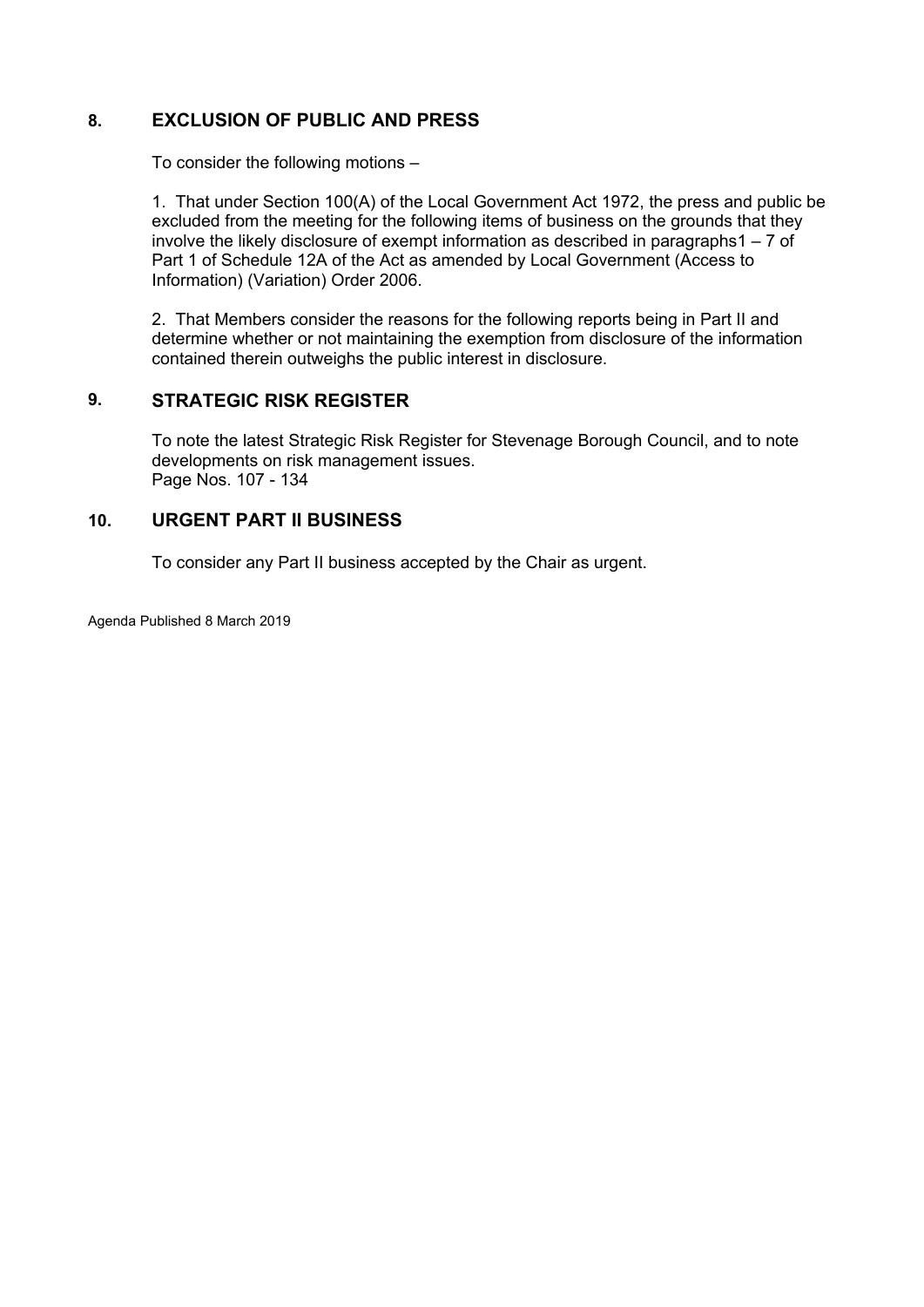## 8. EXCLUSION OF PUBLIC AND PRESS

To consider the following motions –

1. That under Section 100(A) of the Local Government Act 1972, the press and public be excluded from the meeting for the following items of business on the grounds that they involve the likely disclosure of exempt information as described in paragraphs1 – 7 of Part 1 of Schedule 12A of the Act as amended by Local Government (Access to Information) (Variation) Order 2006.

2. That Members consider the reasons for the following reports being in Part II and determine whether or not maintaining the exemption from disclosure of the information contained therein outweighs the public interest in disclosure.

## 9. STRATEGIC RISK REGISTER

To note the latest Strategic Risk Register for Stevenage Borough Council, and to note developments on risk management issues.
Page Nos. 107 - 134

## 10. URGENT PART II BUSINESS

To consider any Part II business accepted by the Chair as urgent.

Agenda Published 8 March 2019